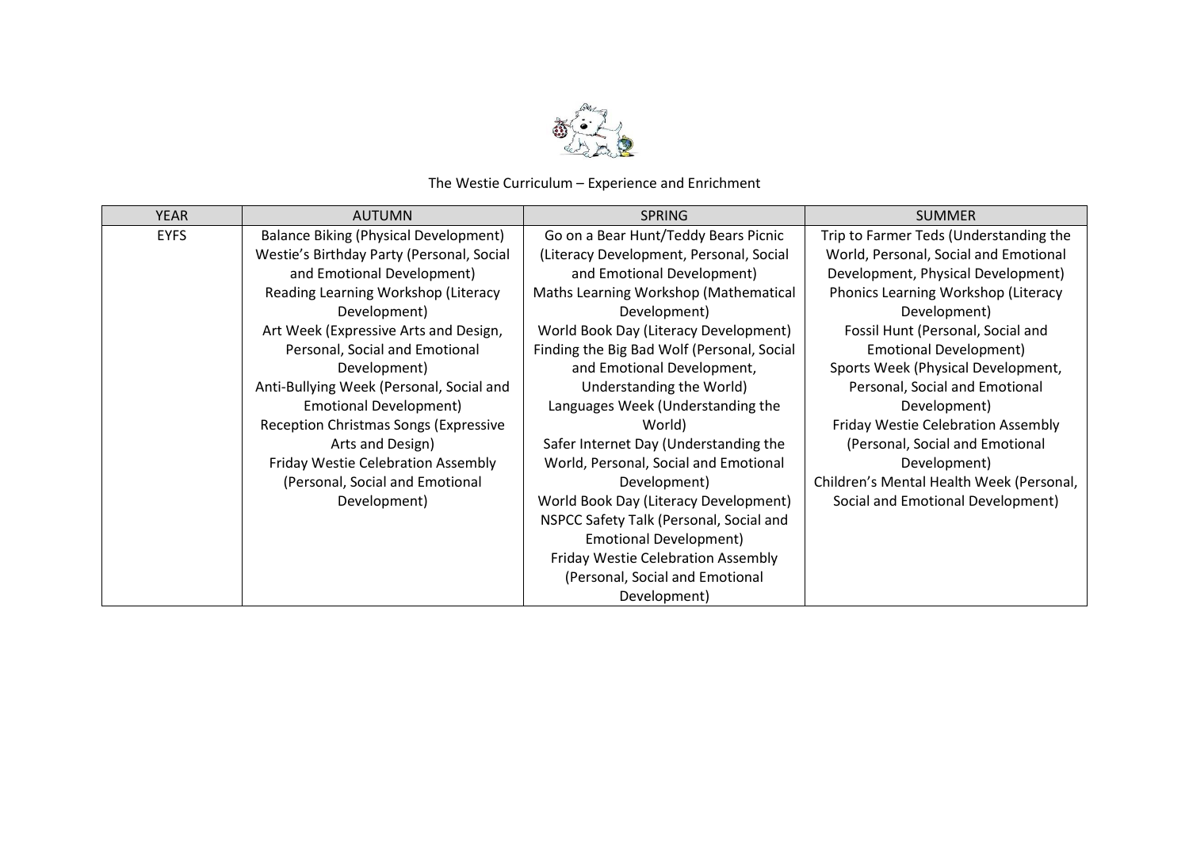The Westie Curriculum – Experience and Enrichment

| YEAR | AUTUMN | SPRING | SUMMER |
| --- | --- | --- | --- |
| EYFS | Balance Biking (Physical Development)<br>Westie's Birthday Party (Personal, Social and Emotional Development)<br>Reading Learning Workshop (Literacy Development)<br>Art Week (Expressive Arts and Design, Personal, Social and Emotional Development)<br>Anti-Bullying Week (Personal, Social and Emotional Development)<br>Reception Christmas Songs (Expressive Arts and Design)<br>Friday Westie Celebration Assembly (Personal, Social and Emotional Development) | Go on a Bear Hunt/Teddy Bears Picnic (Literacy Development, Personal, Social and Emotional Development)<br>Maths Learning Workshop (Mathematical Development)<br>World Book Day (Literacy Development)<br>Finding the Big Bad Wolf (Personal, Social and Emotional Development, Understanding the World)<br>Languages Week (Understanding the World)<br>Safer Internet Day (Understanding the World, Personal, Social and Emotional Development)<br>World Book Day (Literacy Development)<br>NSPCC Safety Talk (Personal, Social and Emotional Development)<br>Friday Westie Celebration Assembly (Personal, Social and Emotional Development) | Trip to Farmer Teds (Understanding the World, Personal, Social and Emotional Development, Physical Development)<br>Phonics Learning Workshop (Literacy Development)<br>Fossil Hunt (Personal, Social and Emotional Development)<br>Sports Week (Physical Development, Personal, Social and Emotional Development)<br>Friday Westie Celebration Assembly (Personal, Social and Emotional Development)<br>Children's Mental Health Week (Personal, Social and Emotional Development) |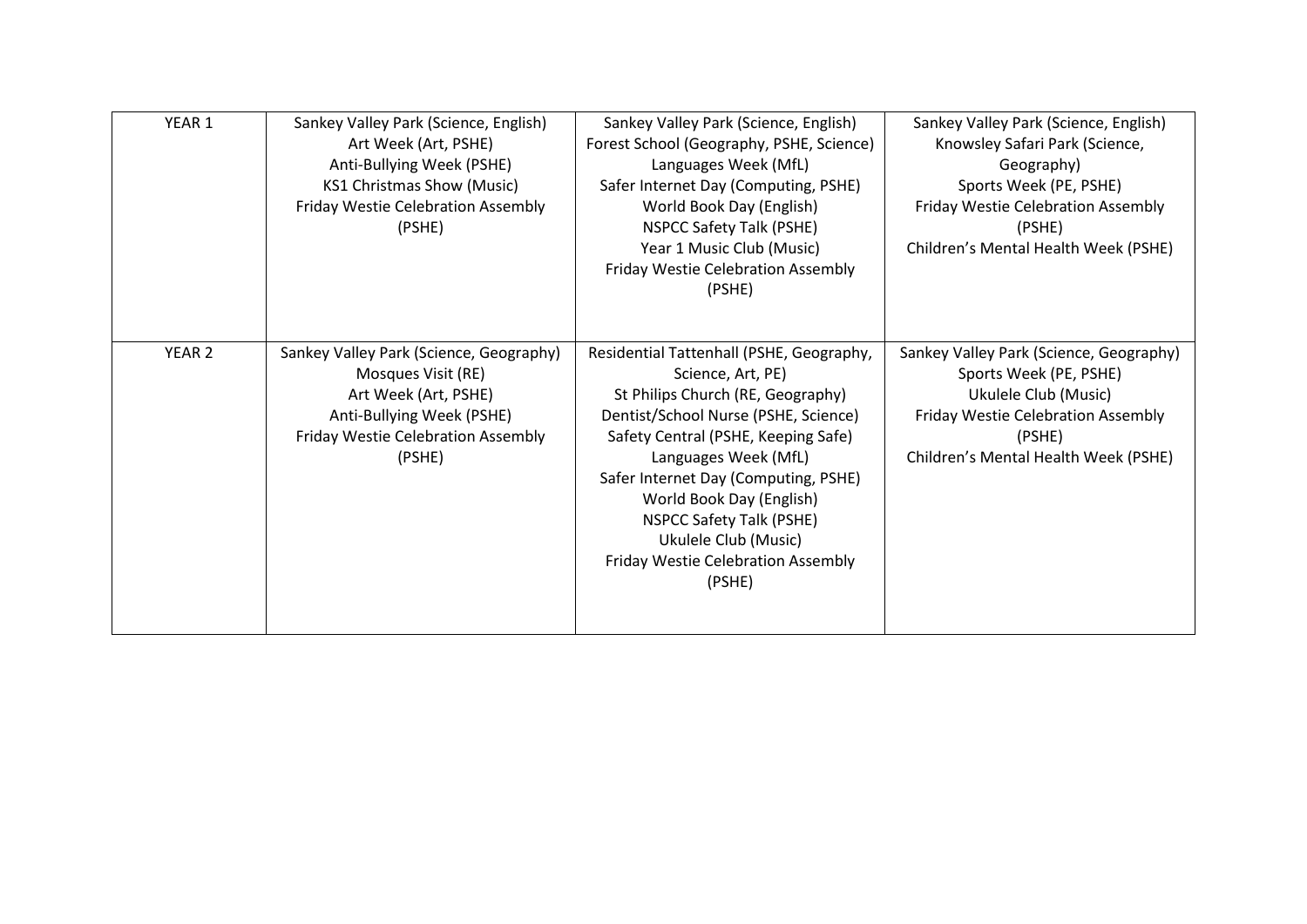| YEAR 1 | Sankey Valley Park (Science, English)<br>Art Week (Art, PSHE)<br>Anti-Bullying Week (PSHE)<br>KS1 Christmas Show (Music)<br>Friday Westie Celebration Assembly (PSHE) | Sankey Valley Park (Science, English)<br>Forest School (Geography, PSHE, Science)<br>Languages Week (MfL)<br>Safer Internet Day (Computing, PSHE)<br>World Book Day (English)<br>NSPCC Safety Talk (PSHE)<br>Year 1 Music Club (Music)<br>Friday Westie Celebration Assembly (PSHE) | Sankey Valley Park (Science, English)<br>Knowsley Safari Park (Science, Geography)<br>Sports Week (PE, PSHE)<br>Friday Westie Celebration Assembly (PSHE)<br>Children's Mental Health Week (PSHE) |
|---|---|---|---|
| YEAR 2 | Sankey Valley Park (Science, Geography)<br>Mosques Visit (RE)<br>Art Week (Art, PSHE)<br>Anti-Bullying Week (PSHE)<br>Friday Westie Celebration Assembly (PSHE) | Residential Tattenhall (PSHE, Geography, Science, Art, PE)<br>St Philips Church (RE, Geography)<br>Dentist/School Nurse (PSHE, Science)<br>Safety Central (PSHE, Keeping Safe)<br>Languages Week (MfL)<br>Safer Internet Day (Computing, PSHE)<br>World Book Day (English)<br>NSPCC Safety Talk (PSHE)<br>Ukulele Club (Music)<br>Friday Westie Celebration Assembly (PSHE) | Sankey Valley Park (Science, Geography)<br>Sports Week (PE, PSHE)<br>Ukulele Club (Music)<br>Friday Westie Celebration Assembly (PSHE)<br>Children's Mental Health Week (PSHE) |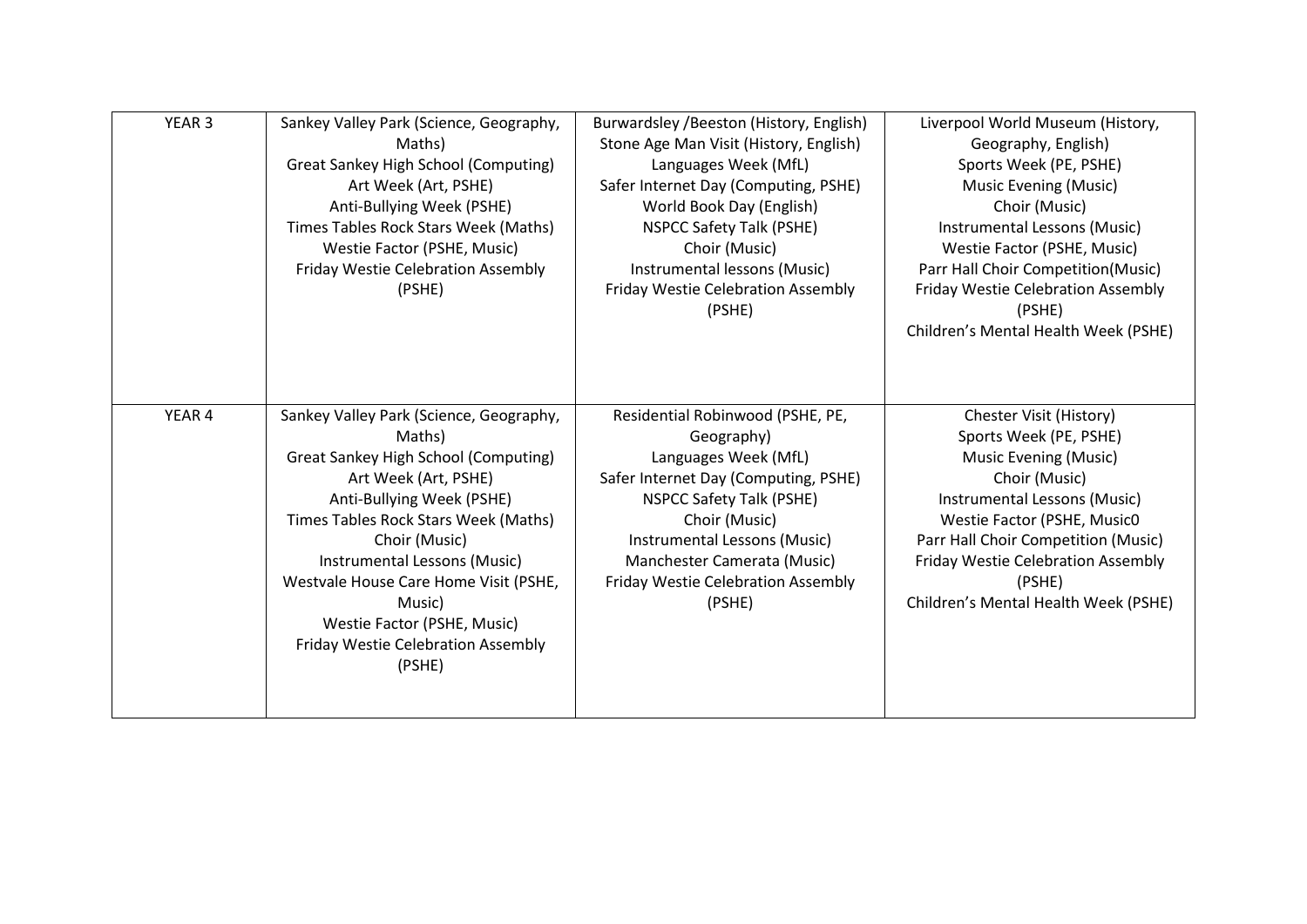| YEAR 3 | Sankey Valley Park (Science, Geography, Maths)<br>Great Sankey High School (Computing)<br>Art Week (Art, PSHE)<br>Anti-Bullying Week (PSHE)<br>Times Tables Rock Stars Week (Maths)<br>Westie Factor (PSHE, Music)<br>Friday Westie Celebration Assembly (PSHE) | Burwardsley /Beeston (History, English)<br>Stone Age Man Visit (History, English)<br>Languages Week (MfL)<br>Safer Internet Day (Computing, PSHE)<br>World Book Day (English)<br>NSPCC Safety Talk (PSHE)<br>Choir (Music)<br>Instrumental lessons (Music)<br>Friday Westie Celebration Assembly (PSHE) | Liverpool World Museum (History, Geography, English)<br>Sports Week (PE, PSHE)<br>Music Evening (Music)<br>Choir (Music)<br>Instrumental Lessons (Music)<br>Westie Factor (PSHE, Music)<br>Parr Hall Choir Competition(Music)<br>Friday Westie Celebration Assembly (PSHE)<br>Children's Mental Health Week (PSHE) |
|---|---|---|---|
| YEAR 4 | Sankey Valley Park (Science, Geography, Maths)<br>Great Sankey High School (Computing)<br>Art Week (Art, PSHE)<br>Anti-Bullying Week (PSHE)<br>Times Tables Rock Stars Week (Maths)<br>Choir (Music)<br>Instrumental Lessons (Music)<br>Westvale House Care Home Visit (PSHE, Music)<br>Westie Factor (PSHE, Music)<br>Friday Westie Celebration Assembly (PSHE) | Residential Robinwood (PSHE, PE, Geography)<br>Languages Week (MfL)<br>Safer Internet Day (Computing, PSHE)<br>NSPCC Safety Talk (PSHE)<br>Choir (Music)<br>Instrumental Lessons (Music)<br>Manchester Camerata (Music)<br>Friday Westie Celebration Assembly (PSHE) | Chester Visit (History)<br>Sports Week (PE, PSHE)<br>Music Evening (Music)<br>Choir (Music)<br>Instrumental Lessons (Music)<br>Westie Factor (PSHE, Music0<br>Parr Hall Choir Competition (Music)<br>Friday Westie Celebration Assembly (PSHE)<br>Children's Mental Health Week (PSHE) |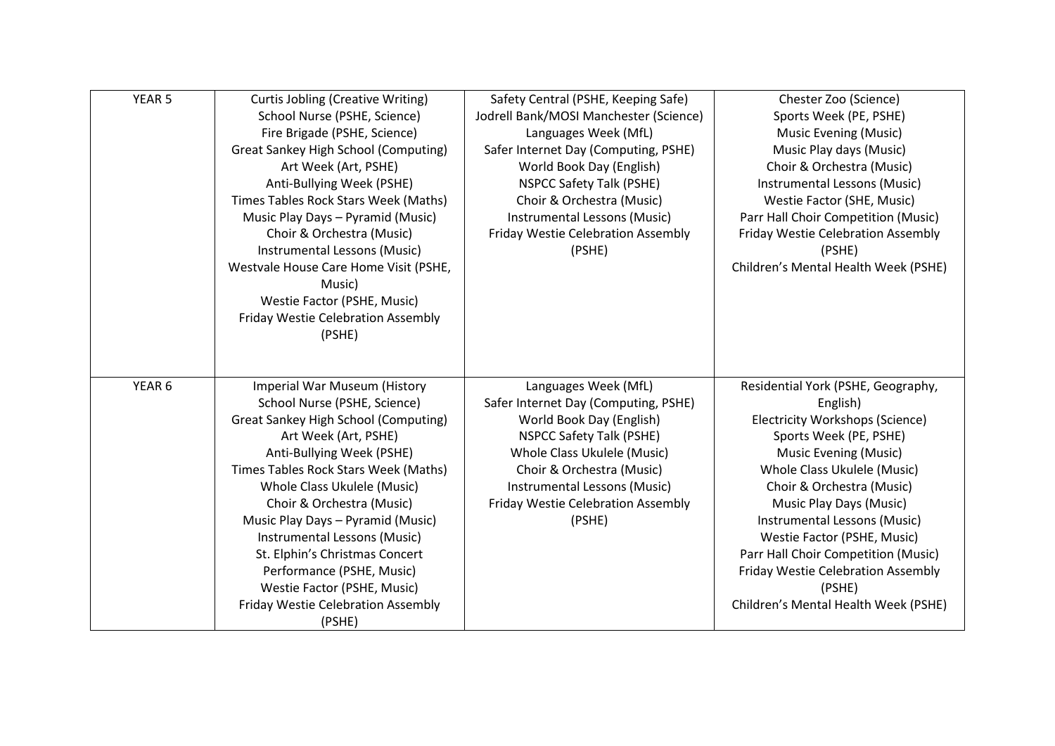| | | | |
|---|---|---|---|
| YEAR 5 | Curtis Jobling (Creative Writing)<br>School Nurse (PSHE, Science)<br>Fire Brigade (PSHE, Science)<br>Great Sankey High School (Computing)<br>Art Week (Art, PSHE)<br>Anti-Bullying Week (PSHE)<br>Times Tables Rock Stars Week (Maths)<br>Music Play Days – Pyramid (Music)<br>Choir & Orchestra (Music)<br>Instrumental Lessons (Music)<br>Westvale House Care Home Visit (PSHE, Music)<br>Westie Factor (PSHE, Music)<br>Friday Westie Celebration Assembly (PSHE) | Safety Central (PSHE, Keeping Safe)<br>Jodrell Bank/MOSI Manchester (Science)<br>Languages Week (MfL)<br>Safer Internet Day (Computing, PSHE)<br>World Book Day (English)<br>NSPCC Safety Talk (PSHE)<br>Choir & Orchestra (Music)<br>Instrumental Lessons (Music)<br>Friday Westie Celebration Assembly (PSHE) | Chester Zoo (Science)<br>Sports Week (PE, PSHE)<br>Music Evening (Music)<br>Music Play days (Music)<br>Choir & Orchestra (Music)<br>Instrumental Lessons (Music)<br>Westie Factor (SHE, Music)<br>Parr Hall Choir Competition (Music)<br>Friday Westie Celebration Assembly (PSHE)<br>Children's Mental Health Week (PSHE) |
| YEAR 6 | Imperial War Museum (History<br>School Nurse (PSHE, Science)<br>Great Sankey High School (Computing)<br>Art Week (Art, PSHE)<br>Anti-Bullying Week (PSHE)<br>Times Tables Rock Stars Week (Maths)<br>Whole Class Ukulele (Music)<br>Choir & Orchestra (Music)<br>Music Play Days – Pyramid (Music)<br>Instrumental Lessons (Music)<br>St. Elphin's Christmas Concert Performance (PSHE, Music)<br>Westie Factor (PSHE, Music)<br>Friday Westie Celebration Assembly (PSHE) | Languages Week (MfL)<br>Safer Internet Day (Computing, PSHE)<br>World Book Day (English)<br>NSPCC Safety Talk (PSHE)<br>Whole Class Ukulele (Music)<br>Choir & Orchestra (Music)<br>Instrumental Lessons (Music)<br>Friday Westie Celebration Assembly (PSHE) | Residential York (PSHE, Geography, English)<br>Electricity Workshops (Science)<br>Sports Week (PE, PSHE)<br>Music Evening (Music)<br>Whole Class Ukulele (Music)<br>Choir & Orchestra (Music)<br>Music Play Days (Music)<br>Instrumental Lessons (Music)<br>Westie Factor (PSHE, Music)<br>Parr Hall Choir Competition (Music)<br>Friday Westie Celebration Assembly (PSHE)<br>Children's Mental Health Week (PSHE) |